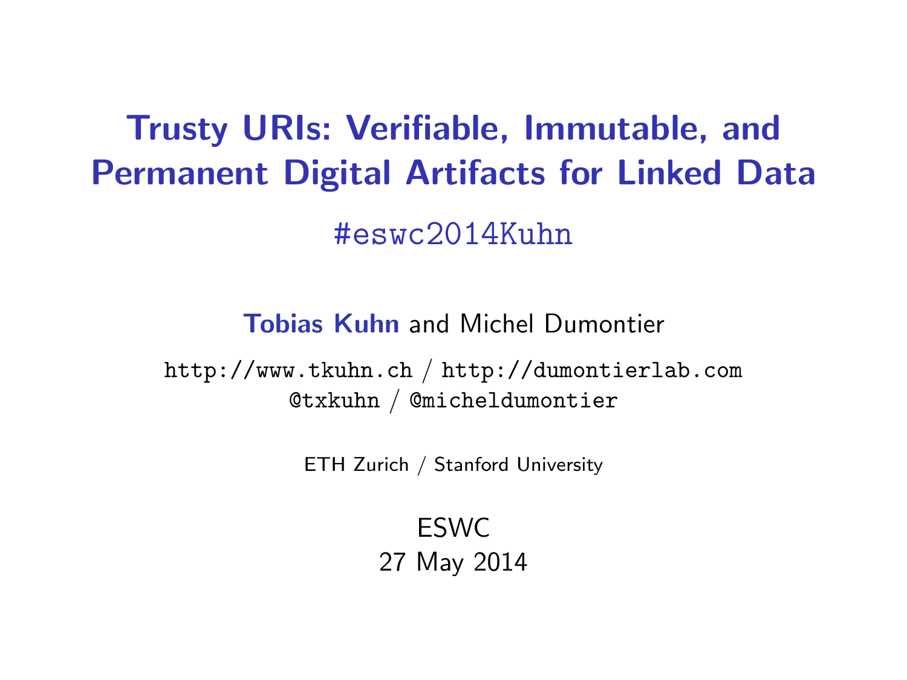# Trusty URIs: Verifiable, Immutable, and Permanent Digital Artifacts for Linked Data

#eswc2014Kuhn

**Tobias Kuhn** and Michel Dumontier

http://www.tkuhn.ch / http://dumontierlab.com
@txkuhn / @micheldumontier

ETH Zurich / Stanford University

ESWC
27 May 2014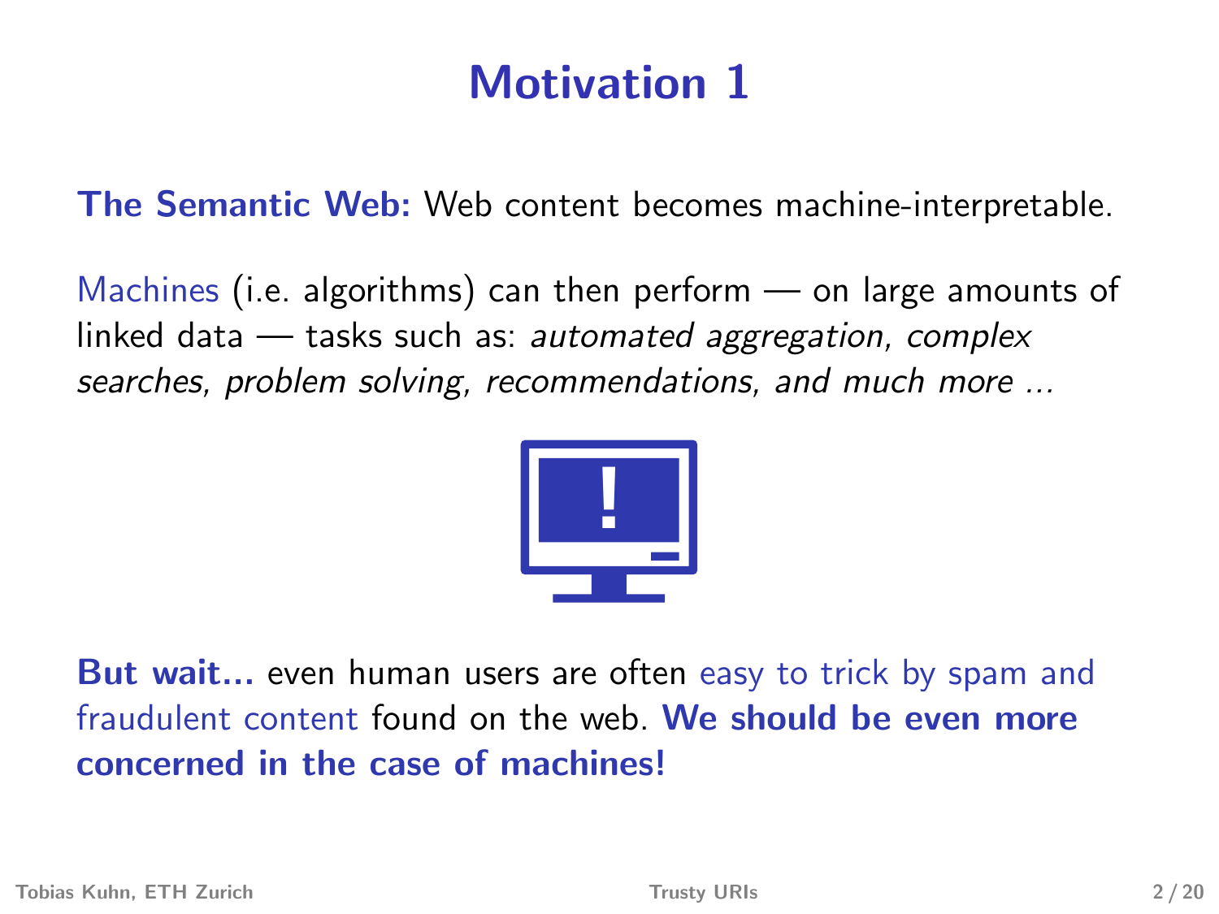# Motivation 1

**The Semantic Web:** Web content becomes machine-interpretable.

Machines (i.e. algorithms) can then perform — on large amounts of linked data — tasks such as: *automated aggregation, complex searches, problem solving, recommendations, and much more ...*

**But wait...** even human users are often easy to trick by spam and fraudulent content found on the web. **We should be even more concerned in the case of machines!**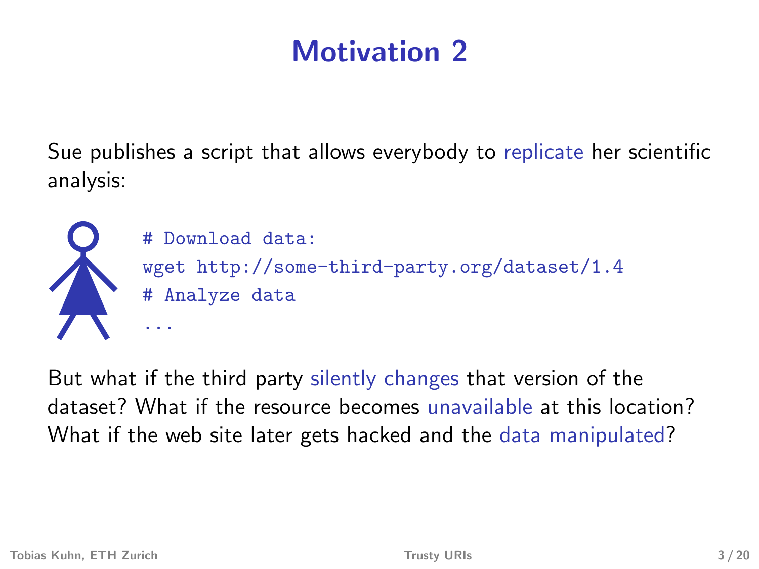# Motivation 2

Sue publishes a script that allows everybody to replicate her scientific analysis:

```
# Download data:
wget http://some-third-party.org/dataset/1.4
# Analyze data
...
```

But what if the third party silently changes that version of the dataset? What if the resource becomes unavailable at this location? What if the web site later gets hacked and the data manipulated?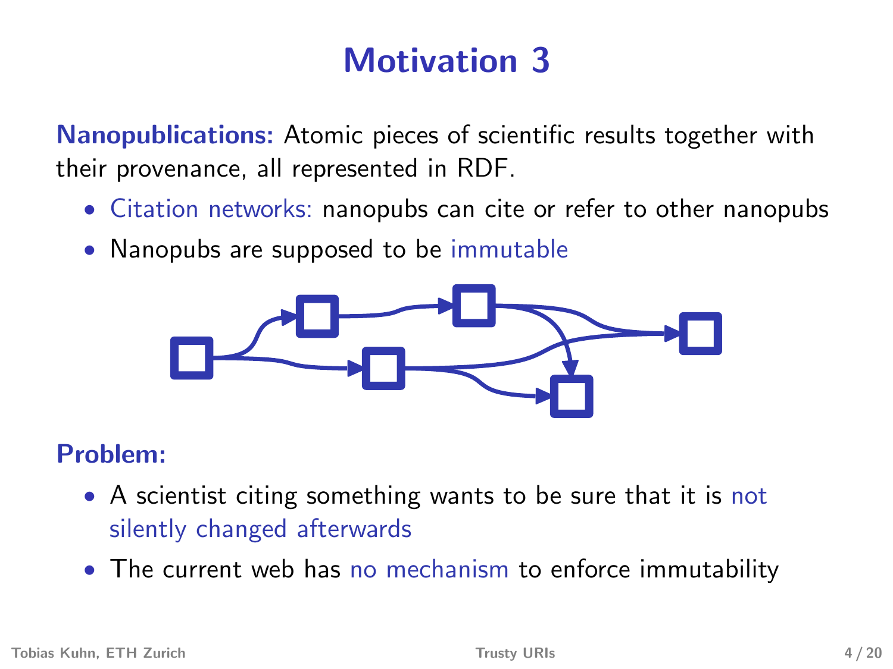# Motivation 3

**Nanopublications:** Atomic pieces of scientific results together with their provenance, all represented in RDF.

- Citation networks: nanopubs can cite or refer to other nanopubs
- Nanopubs are supposed to be immutable

**Problem:**

- A scientist citing something wants to be sure that it is not silently changed afterwards
- The current web has no mechanism to enforce immutability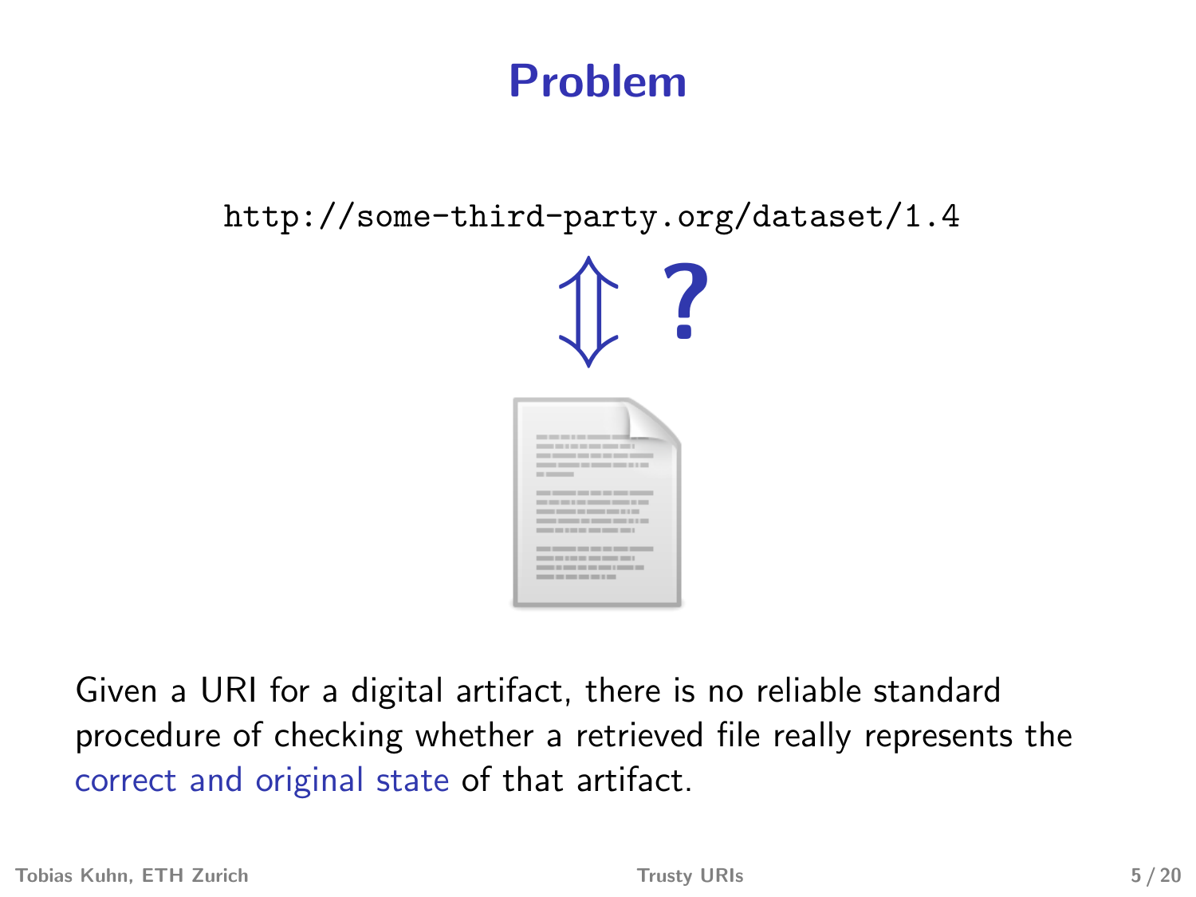# Problem

`http://some-third-party.org/dataset/1.4`

⇕ ?

Given a URI for a digital artifact, there is no reliable standard procedure of checking whether a retrieved file really represents the correct and original state of that artifact.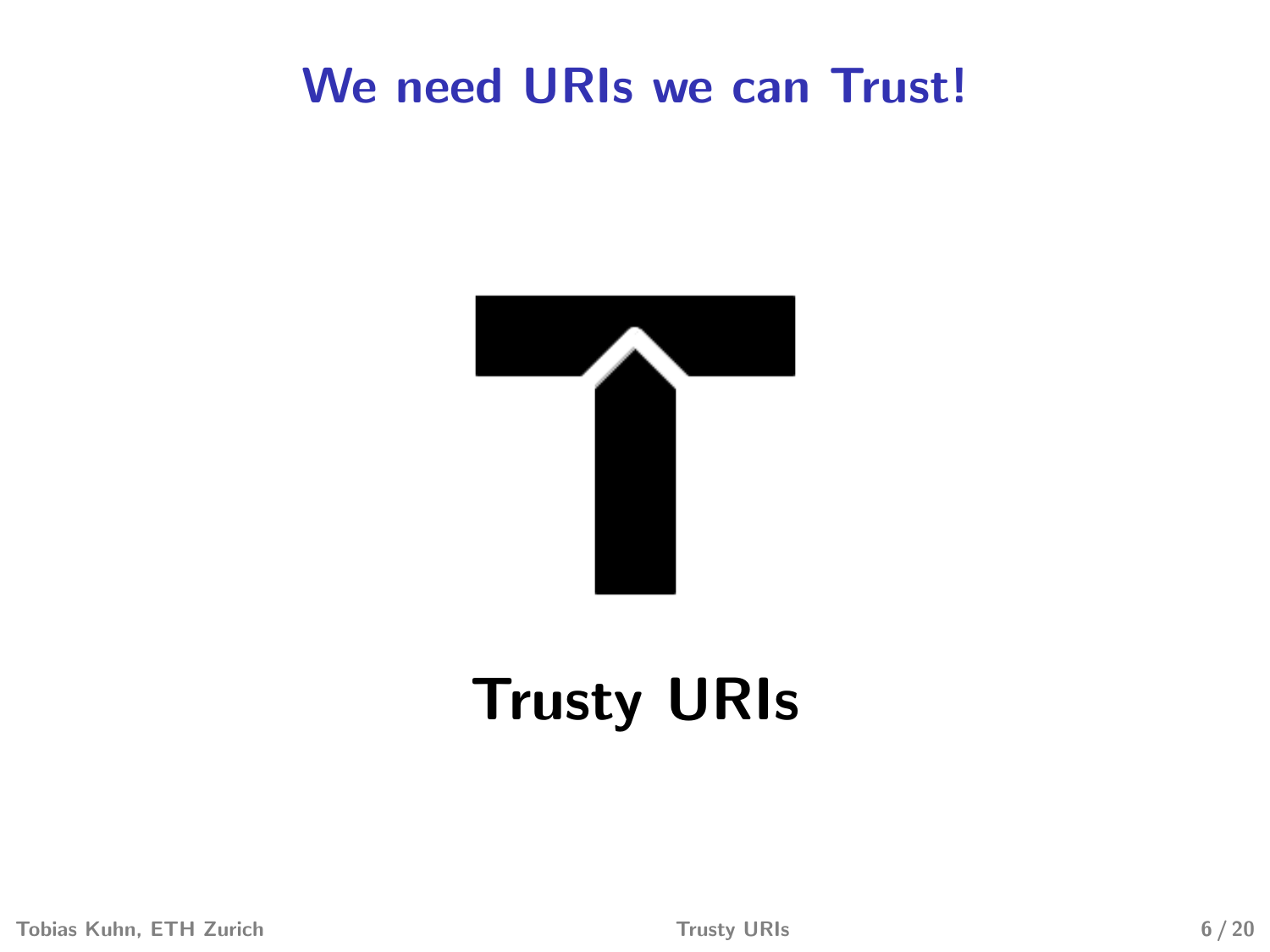# We need URIs we can Trust!

**Trusty URIs**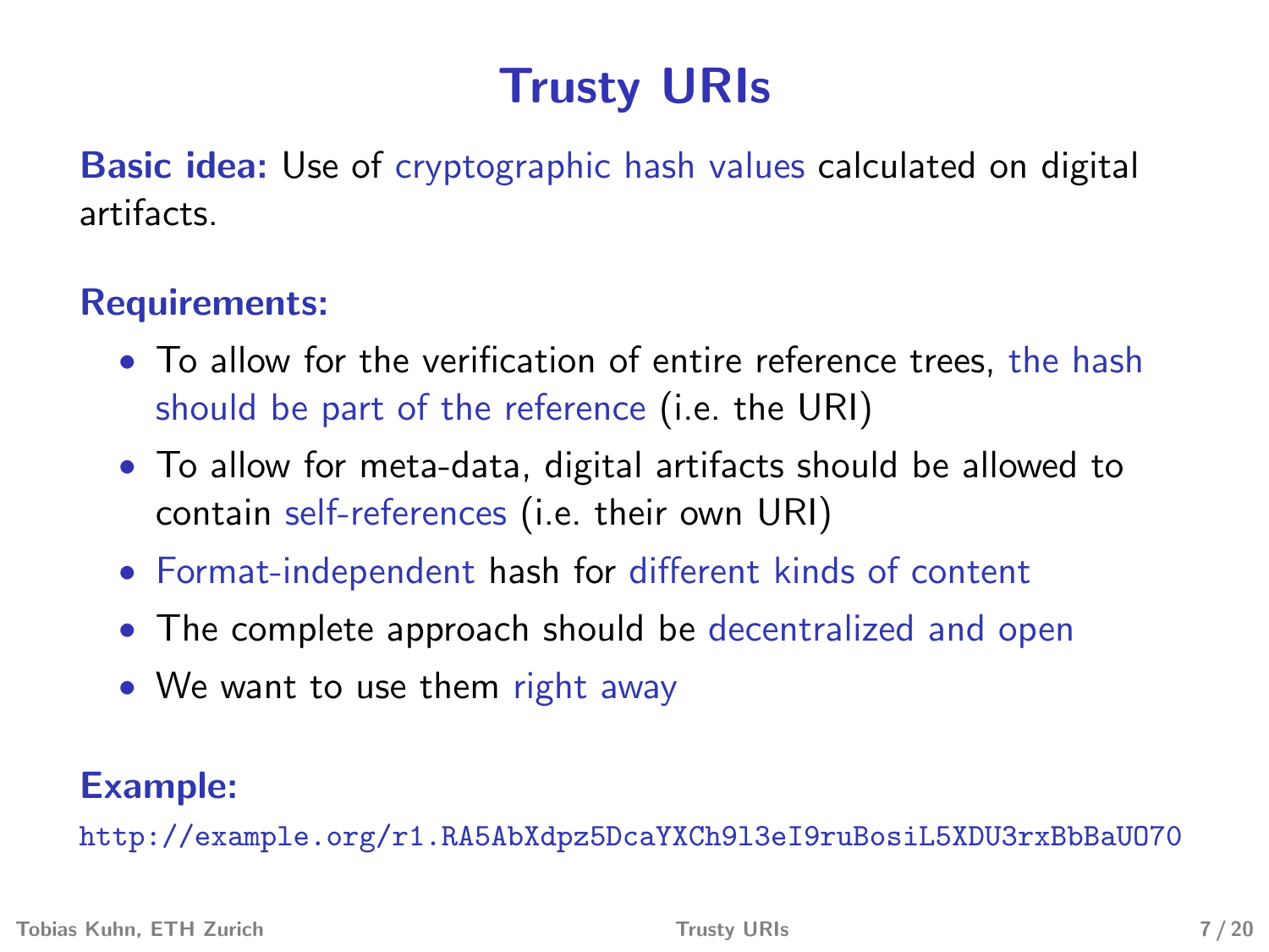# Trusty URIs

**Basic idea:** Use of cryptographic hash values calculated on digital artifacts.

**Requirements:**

- To allow for the verification of entire reference trees, the hash should be part of the reference (i.e. the URI)
- To allow for meta-data, digital artifacts should be allowed to contain self-references (i.e. their own URI)
- Format-independent hash for different kinds of content
- The complete approach should be decentralized and open
- We want to use them right away

**Example:**

`http://example.org/r1.RA5AbXdpz5DcaYXCh9l3eI9ruBosiL5XDU3rxBbBaUO70`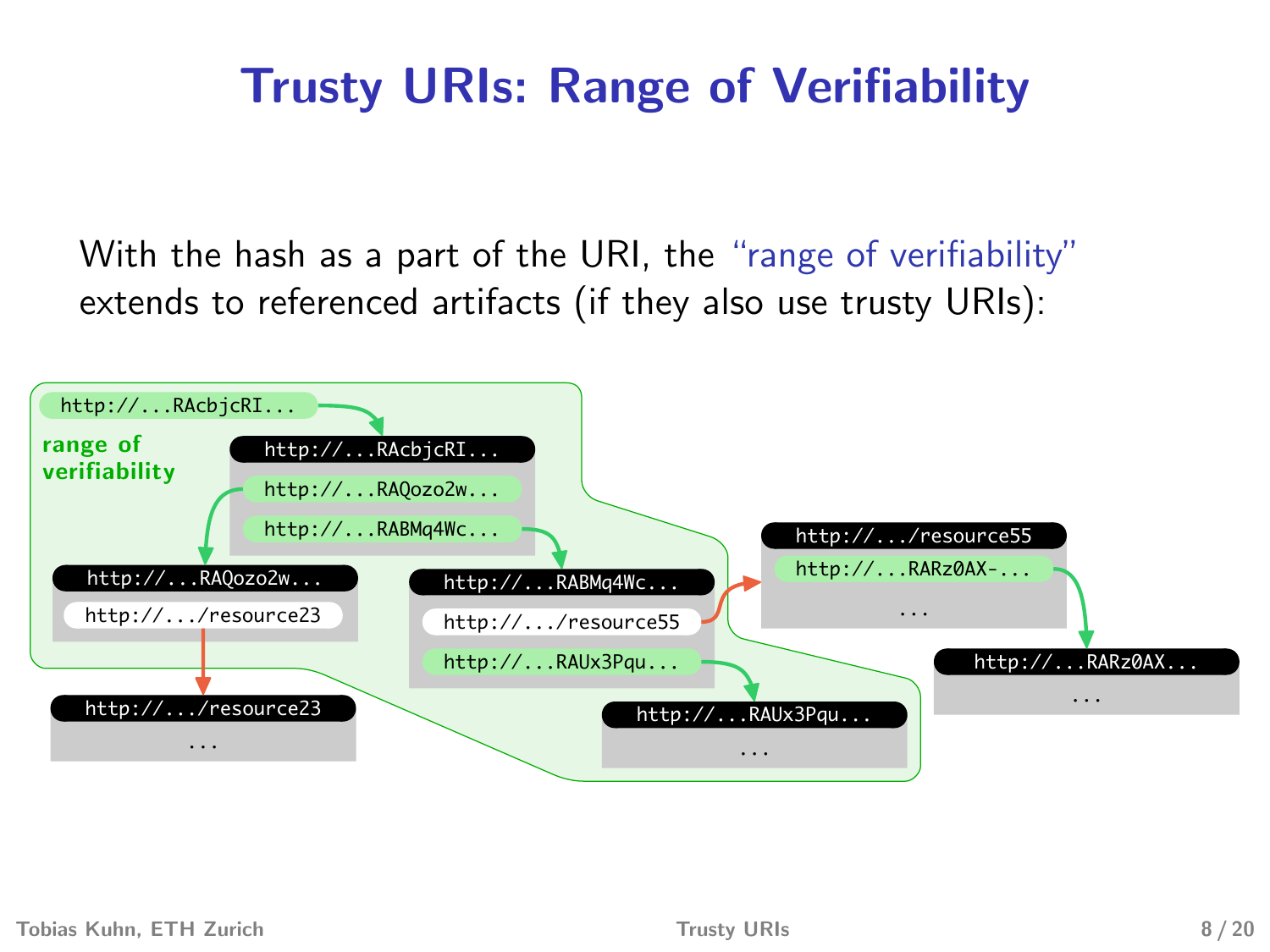# Trusty URIs: Range of Verifiability

With the hash as a part of the URI, the "range of verifiability" extends to referenced artifacts (if they also use trusty URIs):

range of verifiability

http://...RAcbjcRI...

http://...RAcbjcRI...
http://...RAQozo2w...
http://...RABMq4Wc...

http://...RAQozo2w...
http://.../resource23

http://...RABMq4Wc...
http://.../resource55
http://...RAUx3Pqu...

http://.../resource55
http://...RARz0AX-...
...

http://...RARz0AX...
...

http://.../resource23
...

http://...RAUx3Pqu...
...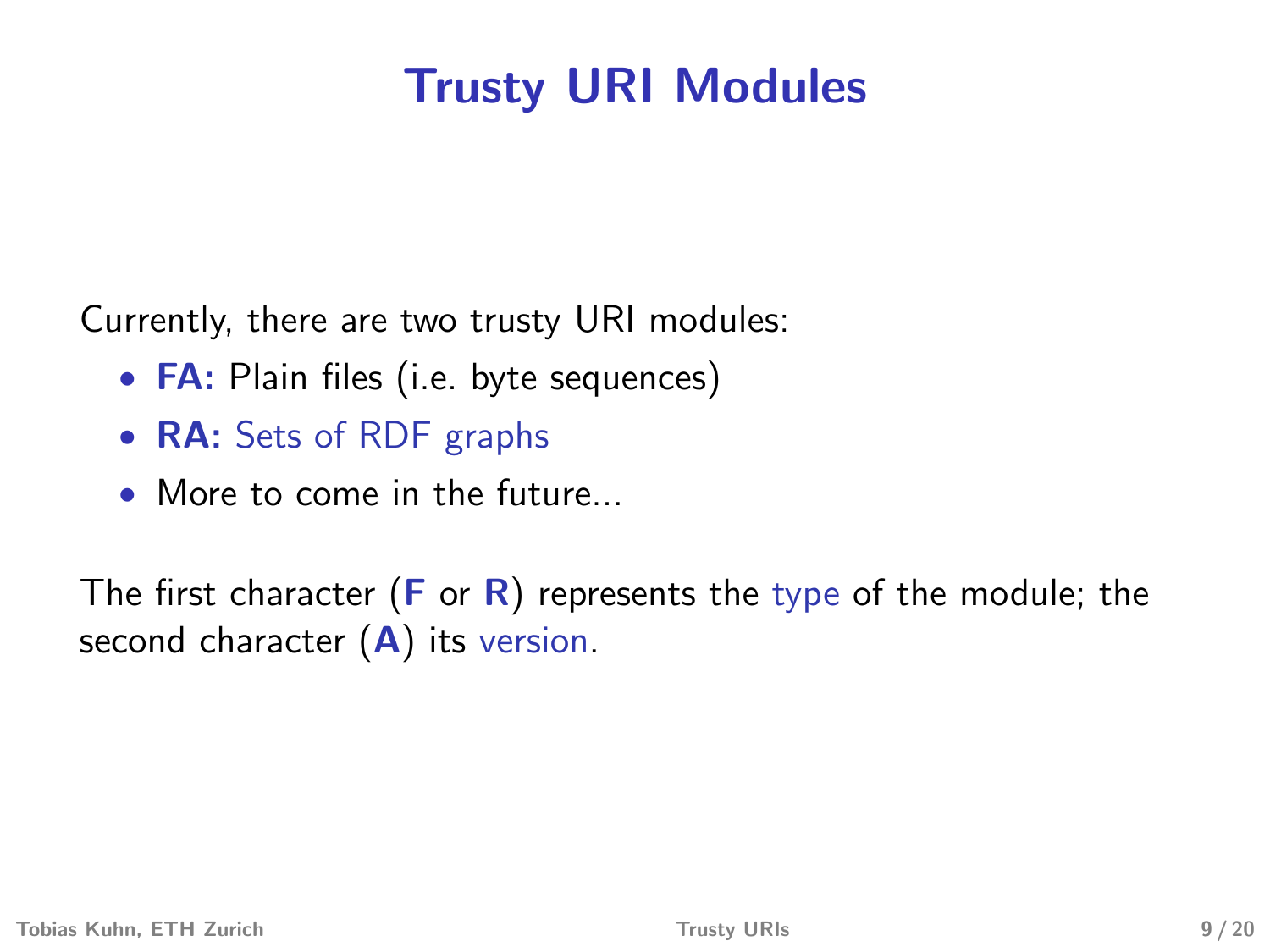# Trusty URI Modules

Currently, there are two trusty URI modules:

- **FA:** Plain files (i.e. byte sequences)
- **RA:** Sets of RDF graphs
- More to come in the future...

The first character (**F** or **R**) represents the type of the module; the second character (**A**) its version.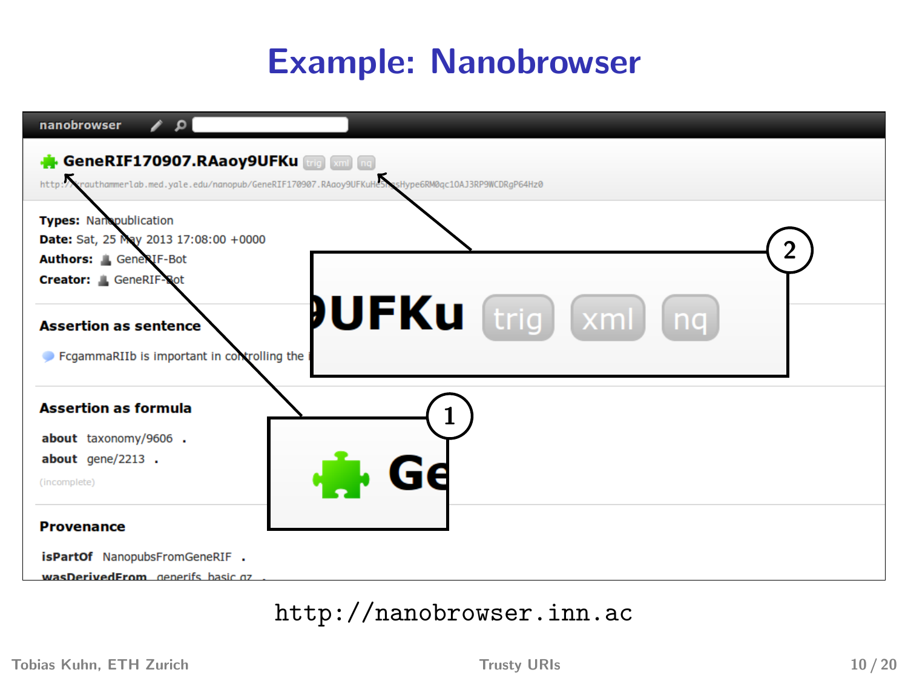# Example: Nanobrowser

nanobrowser

**GeneRIF170907.RAaoy9UFKu** trig xml nq

http://krauthammerlab.med.yale.edu/nanopub/GeneRIF170907.RAaoy9UFKuHeSnesHype6RM0qc10AJ3RP9WCDRgP64Hz0

**Types:** Nanopublication
**Date:** Sat, 25 May 2013 17:08:00 +0000
**Authors:** GeneRIF-Bot
**Creator:** GeneRIF-Bot

**Assertion as sentence**

FcgammaRIIb is important in controlling the i

**Assertion as formula**

**about** taxonomy/9606 .
**about** gene/2213 .
(incomplete)

**Provenance**

**isPartOf** NanopubsFromGeneRIF .
**wasDerivedFrom** generifs_basic.gz .

1 Ge

2 9UFKu trig xml nq

http://nanobrowser.inn.ac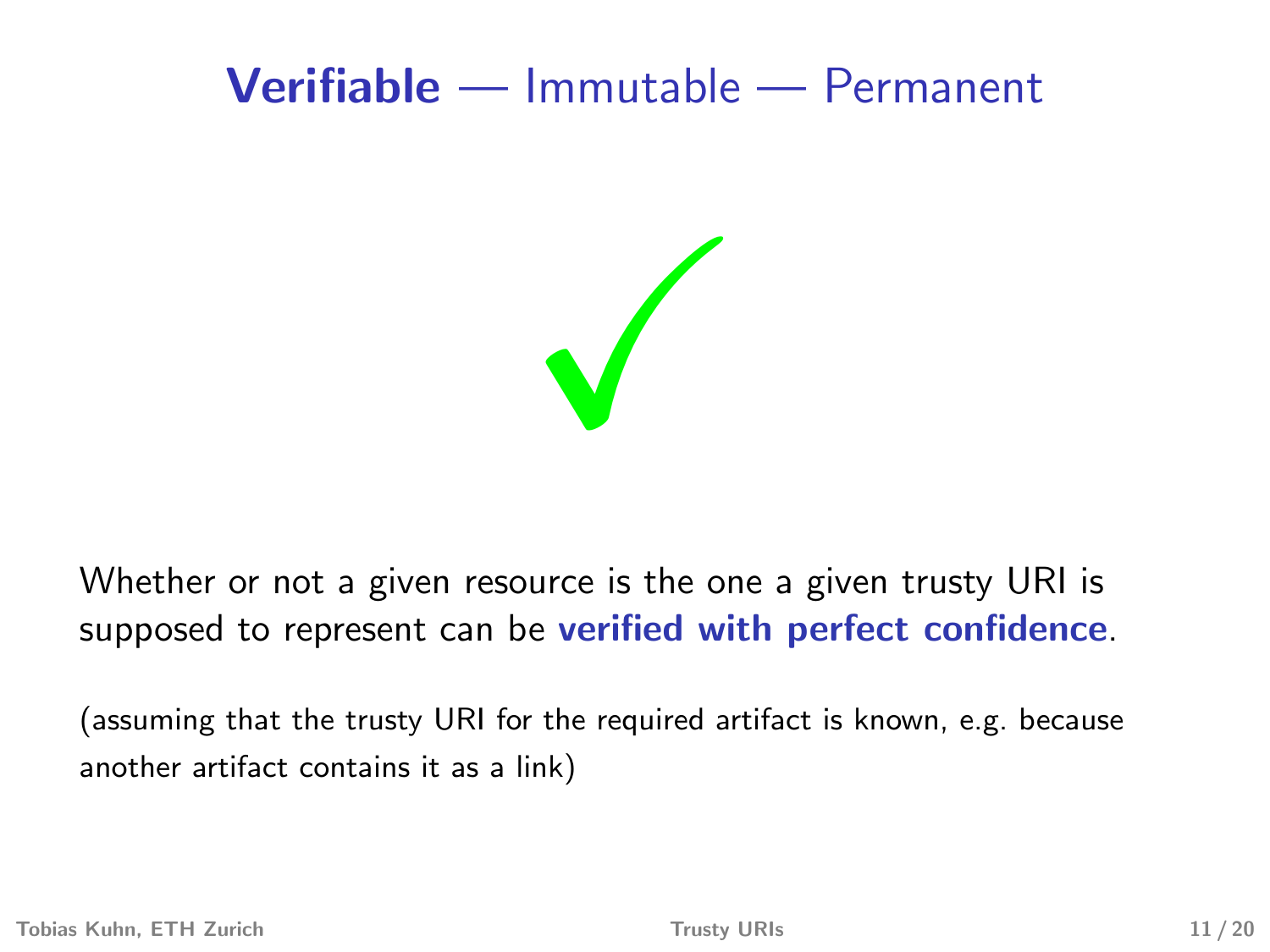# **Verifiable** — Immutable — Permanent

✓

Whether or not a given resource is the one a given trusty URI is supposed to represent can be **verified with perfect confidence**.

(assuming that the trusty URI for the required artifact is known, e.g. because another artifact contains it as a link)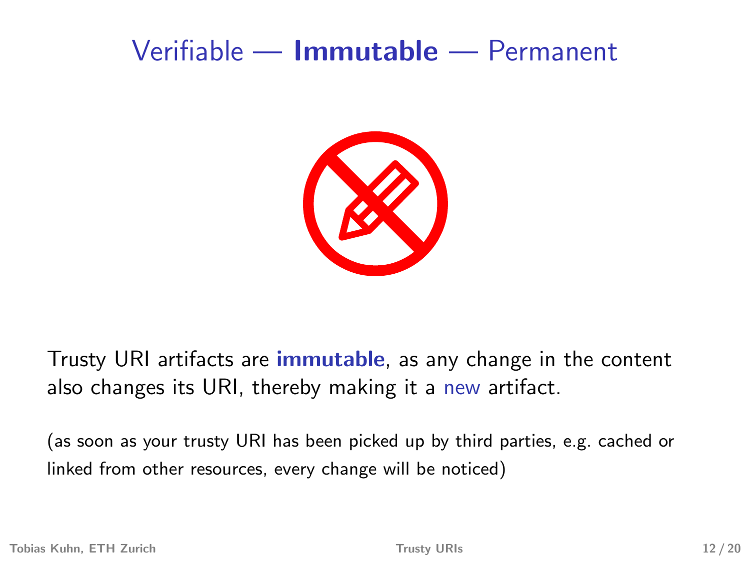# Verifiable — **Immutable** — Permanent

Trusty URI artifacts are **immutable**, as any change in the content also changes its URI, thereby making it a new artifact.

(as soon as your trusty URI has been picked up by third parties, e.g. cached or linked from other resources, every change will be noticed)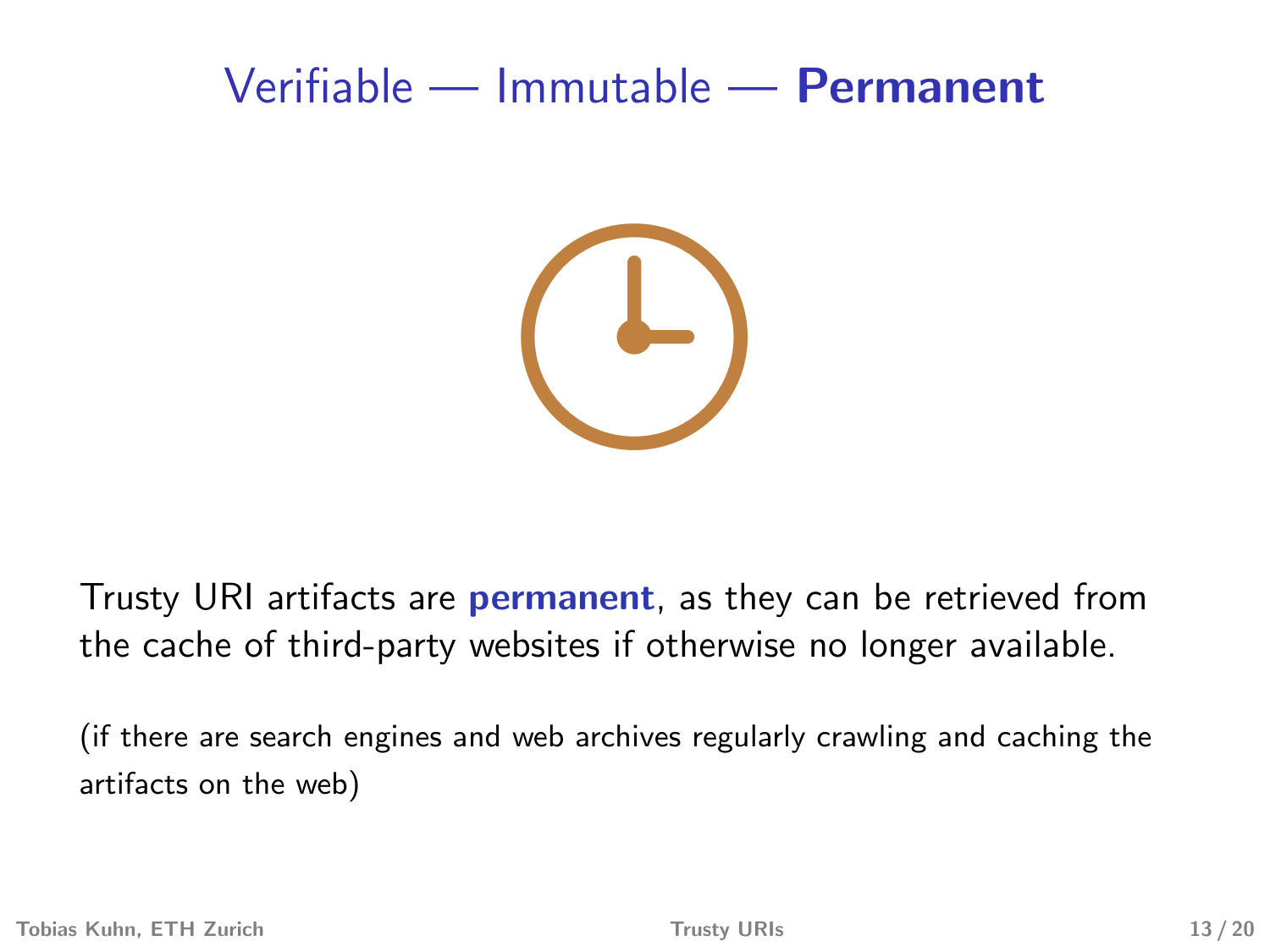# Verifiable — Immutable — **Permanent**

Trusty URI artifacts are **permanent**, as they can be retrieved from the cache of third-party websites if otherwise no longer available.

(if there are search engines and web archives regularly crawling and caching the artifacts on the web)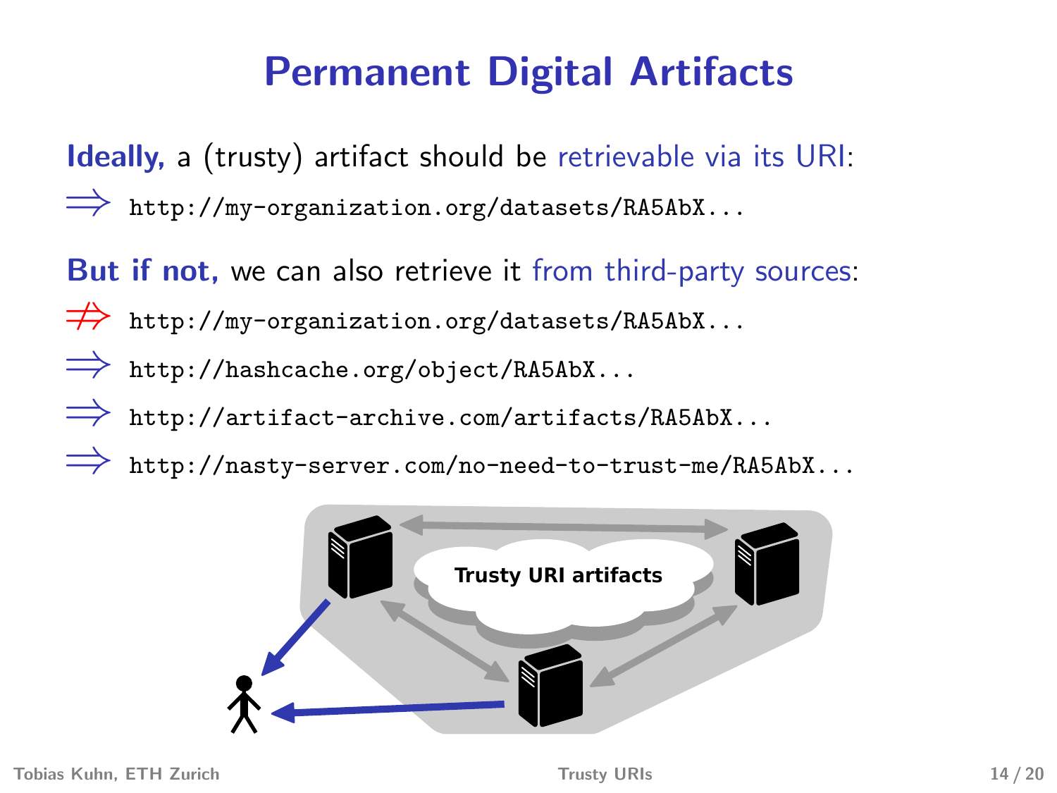# Permanent Digital Artifacts

**Ideally,** a (trusty) artifact should be retrievable via its URI:

$\Longrightarrow$ `http://my-organization.org/datasets/RA5AbX...`

**But if not,** we can also retrieve it from third-party sources:

$\not\Longrightarrow$ `http://my-organization.org/datasets/RA5AbX...`

$\Longrightarrow$ `http://hashcache.org/object/RA5AbX...`

$\Longrightarrow$ `http://artifact-archive.com/artifacts/RA5AbX...`

$\Longrightarrow$ `http://nasty-server.com/no-need-to-trust-me/RA5AbX...`

Trusty URI artifacts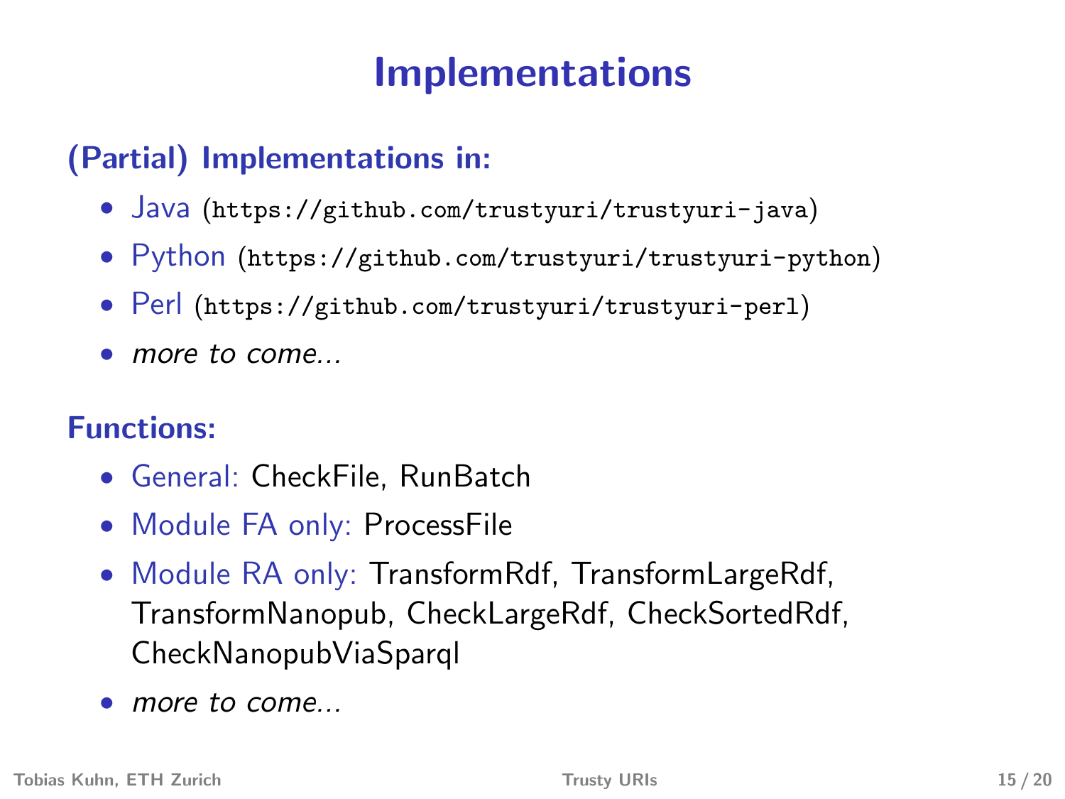# Implementations

## (Partial) Implementations in:

- Java (`https://github.com/trustyuri/trustyuri-java`)
- Python (`https://github.com/trustyuri/trustyuri-python`)
- Perl (`https://github.com/trustyuri/trustyuri-perl`)
- *more to come...*

## Functions:

- General: CheckFile, RunBatch
- Module FA only: ProcessFile
- Module RA only: TransformRdf, TransformLargeRdf, TransformNanopub, CheckLargeRdf, CheckSortedRdf, CheckNanopubViaSparql
- *more to come...*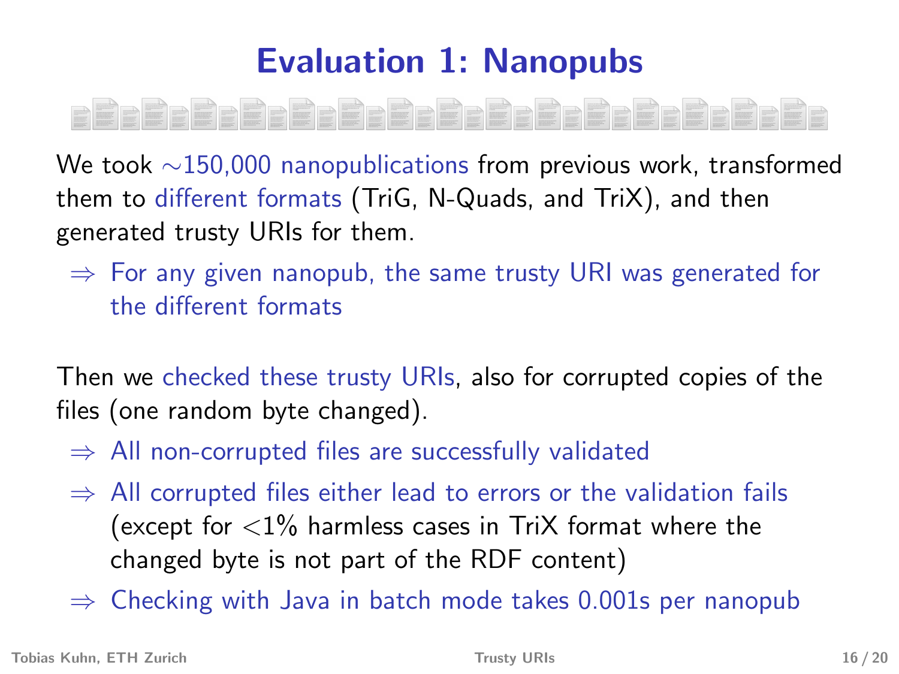# Evaluation 1: Nanopubs

We took ~150,000 nanopublications from previous work, transformed them to different formats (TriG, N-Quads, and TriX), and then generated trusty URIs for them.

⇒ For any given nanopub, the same trusty URI was generated for the different formats

Then we checked these trusty URIs, also for corrupted copies of the files (one random byte changed).

⇒ All non-corrupted files are successfully validated

⇒ All corrupted files either lead to errors or the validation fails (except for <1% harmless cases in TriX format where the changed byte is not part of the RDF content)

⇒ Checking with Java in batch mode takes 0.001s per nanopub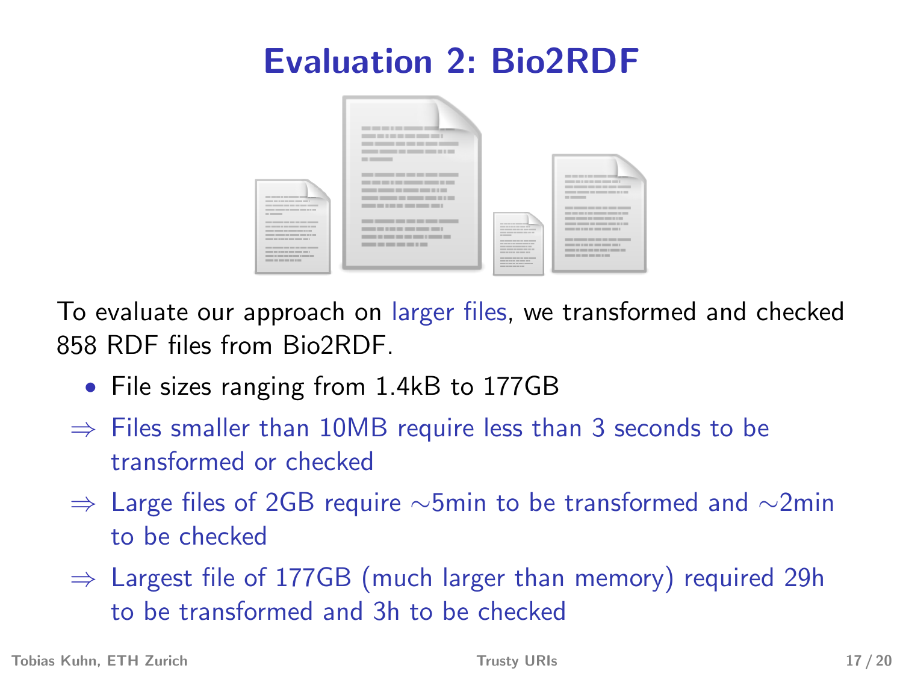# Evaluation 2: Bio2RDF

To evaluate our approach on larger files, we transformed and checked 858 RDF files from Bio2RDF.

- File sizes ranging from 1.4kB to 177GB

⇒ Files smaller than 10MB require less than 3 seconds to be transformed or checked

⇒ Large files of 2GB require ∼5min to be transformed and ∼2min to be checked

⇒ Largest file of 177GB (much larger than memory) required 29h to be transformed and 3h to be checked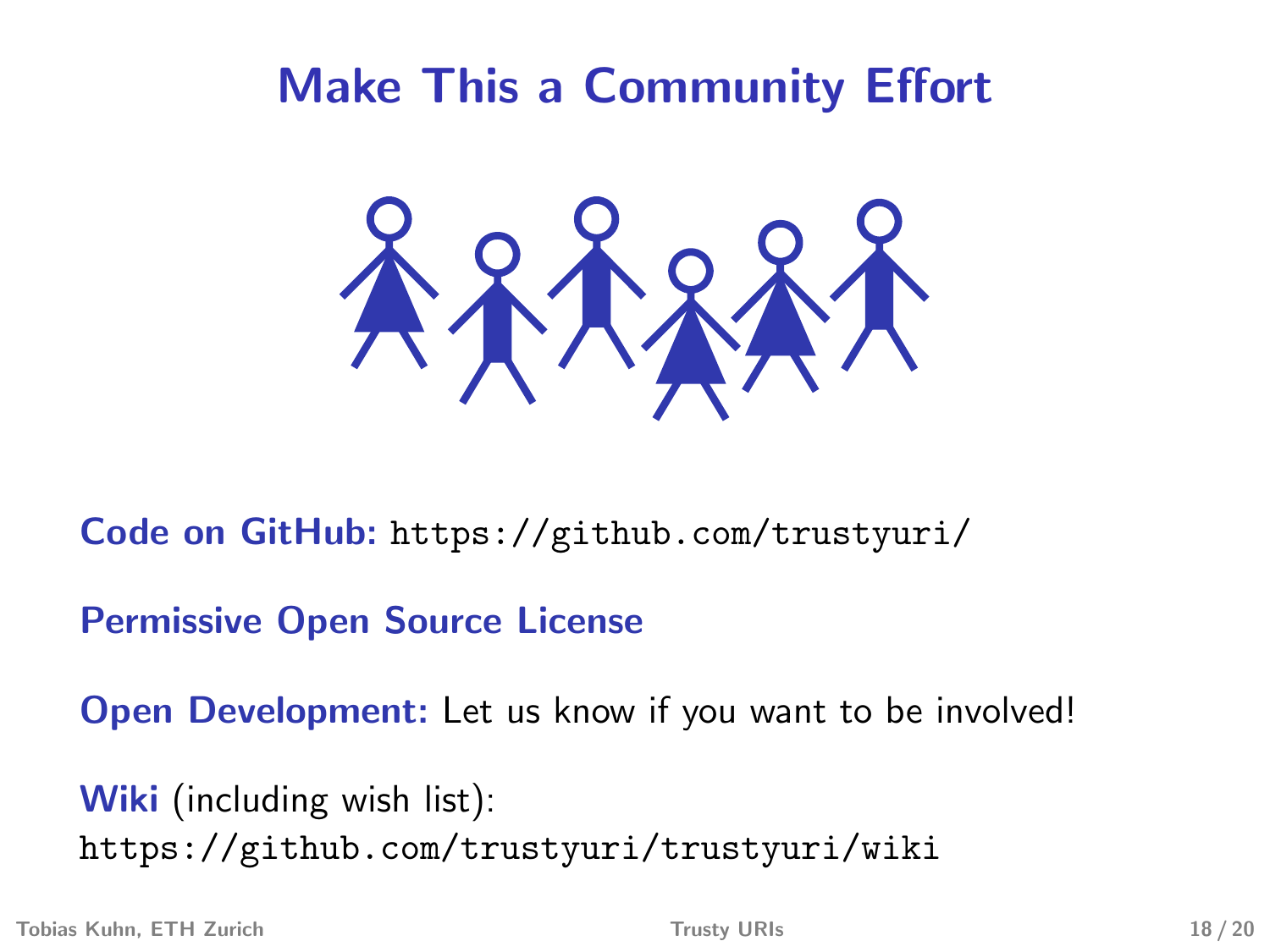# Make This a Community Effort

**Code on GitHub:** `https://github.com/trustyuri/`

**Permissive Open Source License**

**Open Development:** Let us know if you want to be involved!

**Wiki** (including wish list):
`https://github.com/trustyuri/trustyuri/wiki`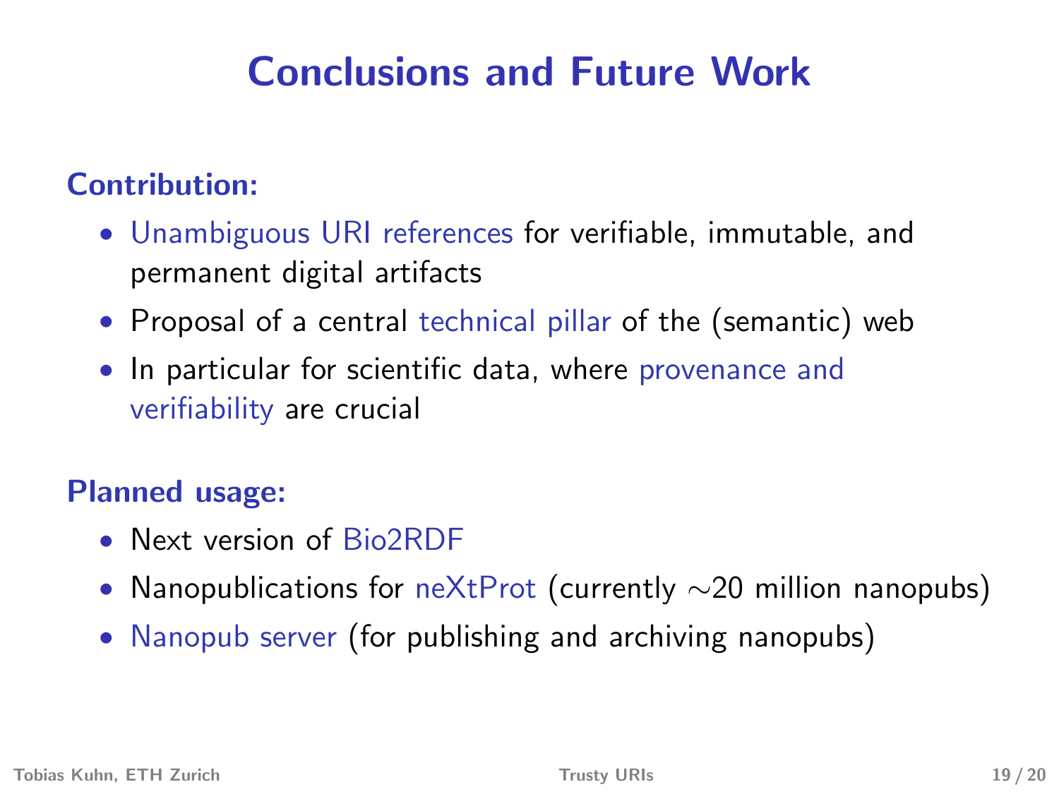# Conclusions and Future Work

### Contribution:

- Unambiguous URI references for verifiable, immutable, and permanent digital artifacts
- Proposal of a central technical pillar of the (semantic) web
- In particular for scientific data, where provenance and verifiability are crucial

### Planned usage:

- Next version of Bio2RDF
- Nanopublications for neXtProt (currently $\sim$20 million nanopubs)
- Nanopub server (for publishing and archiving nanopubs)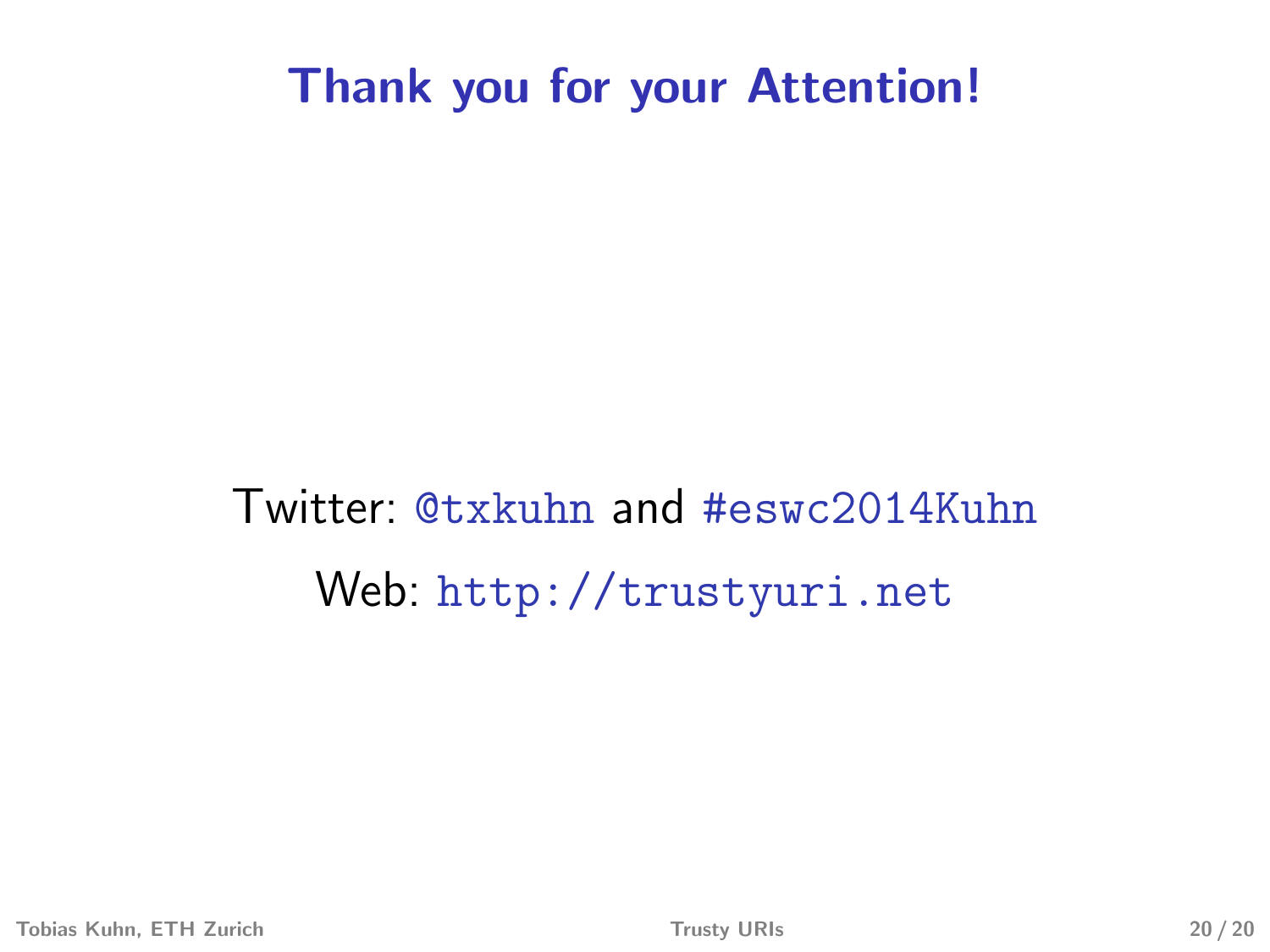# Thank you for your Attention!

Twitter: `@txkuhn` and `#eswc2014Kuhn`

Web: `http://trustyuri.net`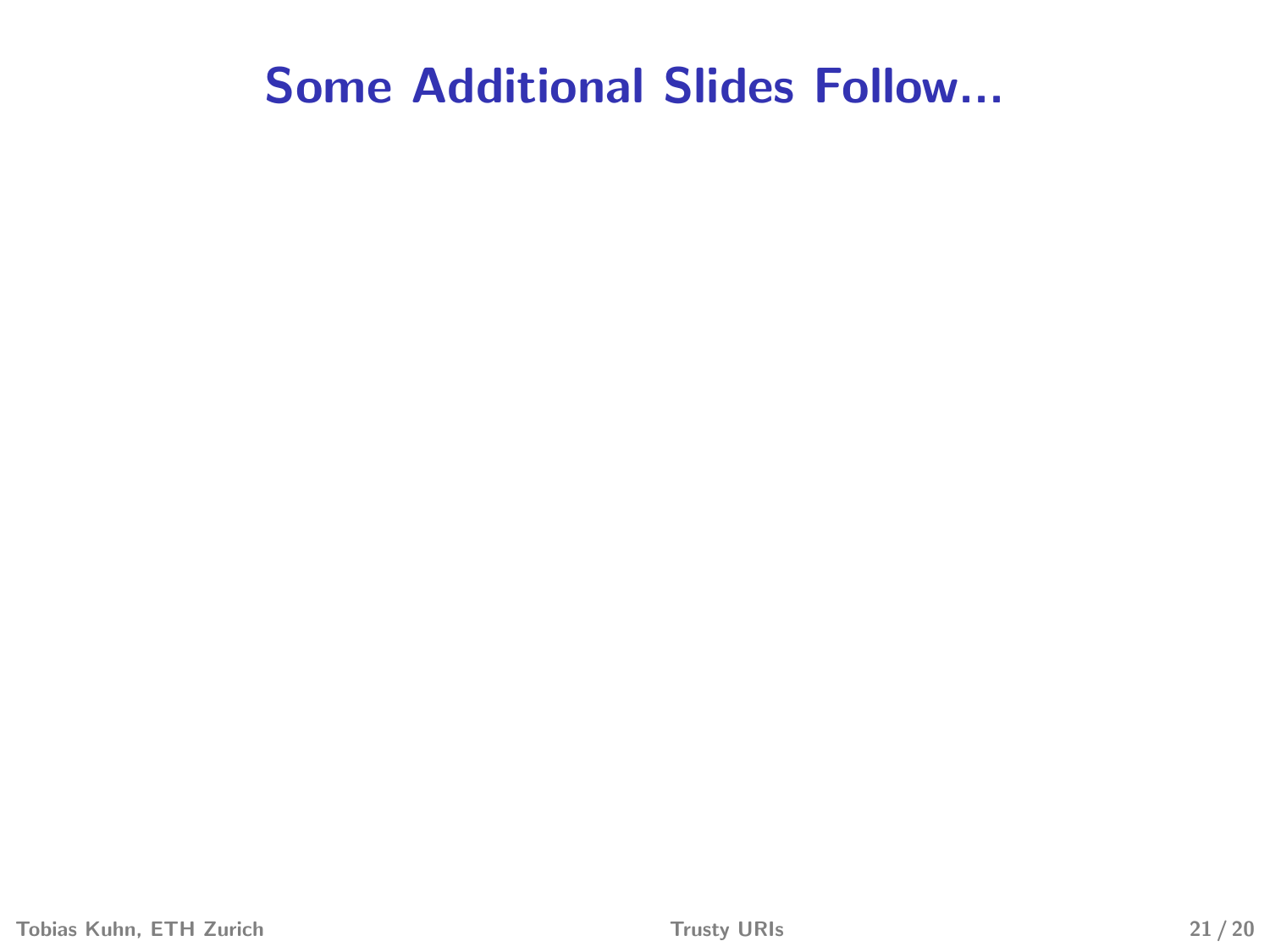# Some Additional Slides Follow...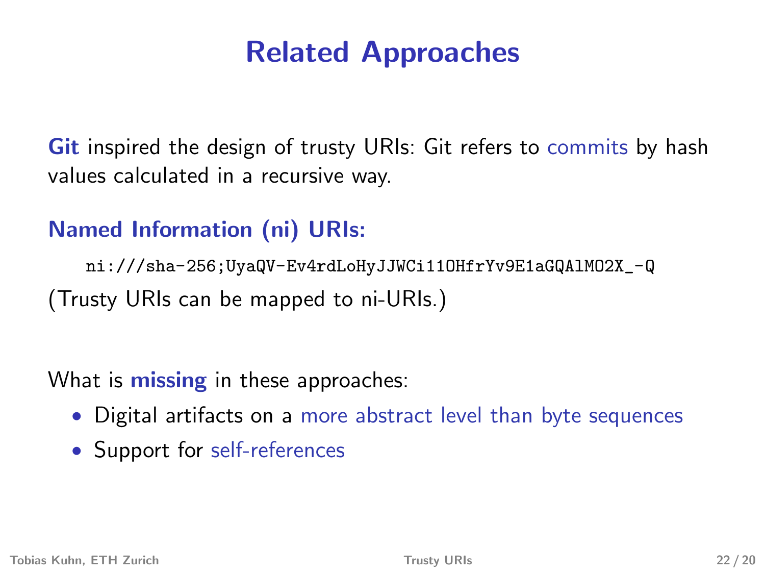# Related Approaches

**Git** inspired the design of trusty URIs: Git refers to commits by hash values calculated in a recursive way.

**Named Information (ni) URIs:**

```
ni:///sha-256;UyaQV-Ev4rdLoHyJJWCi11OHfrYv9E1aGQAlMO2X_-Q
```

(Trusty URIs can be mapped to ni-URIs.)

What is **missing** in these approaches:

- Digital artifacts on a more abstract level than byte sequences
- Support for self-references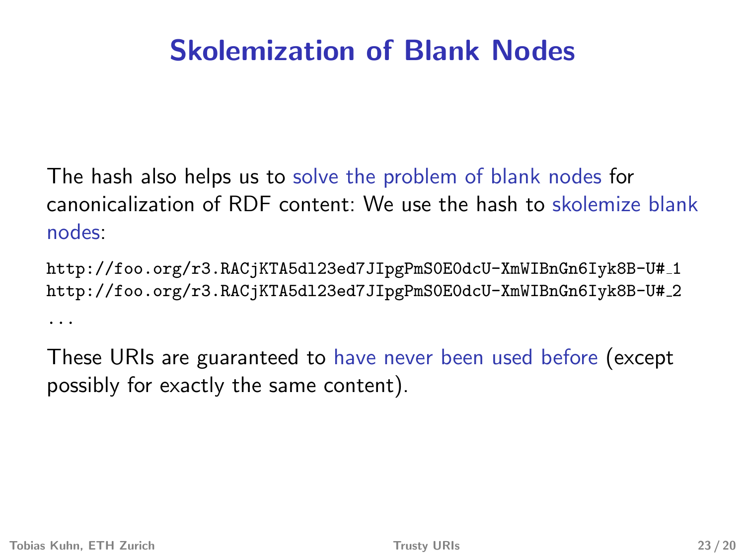# Skolemization of Blank Nodes

The hash also helps us to solve the problem of blank nodes for canonicalization of RDF content: We use the hash to skolemize blank nodes:

```
http://foo.org/r3.RACjKTA5dl23ed7JIpgPmS0E0dcU-XmWIBnGn6Iyk8B-U#_1
http://foo.org/r3.RACjKTA5dl23ed7JIpgPmS0E0dcU-XmWIBnGn6Iyk8B-U#_2
...
```

These URIs are guaranteed to have never been used before (except possibly for exactly the same content).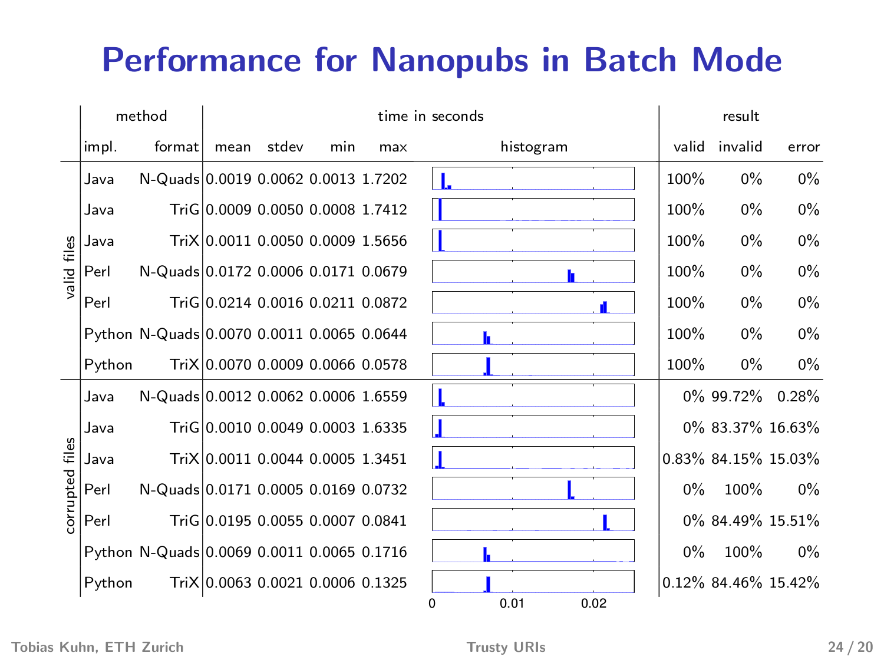# Performance for Nanopubs in Batch Mode

| | method | | time in seconds | | | | | result | | |
|---|---|---|---|---|---|---|---|---|---|---|
| | impl. | format | mean | stdev | min | max | histogram | valid | invalid | error |
| valid files | Java | N-Quads | 0.0019 | 0.0062 | 0.0013 | 1.7202 | | 100% | 0% | 0% |
| | Java | TriG | 0.0009 | 0.0050 | 0.0008 | 1.7412 | | 100% | 0% | 0% |
| | Java | TriX | 0.0011 | 0.0050 | 0.0009 | 1.5656 | | 100% | 0% | 0% |
| | Perl | N-Quads | 0.0172 | 0.0006 | 0.0171 | 0.0679 | | 100% | 0% | 0% |
| | Perl | TriG | 0.0214 | 0.0016 | 0.0211 | 0.0872 | | 100% | 0% | 0% |
| | Python | N-Quads | 0.0070 | 0.0011 | 0.0065 | 0.0644 | | 100% | 0% | 0% |
| | Python | TriX | 0.0070 | 0.0009 | 0.0066 | 0.0578 | | 100% | 0% | 0% |
| corrupted files | Java | N-Quads | 0.0012 | 0.0062 | 0.0006 | 1.6559 | | 0% | 99.72% | 0.28% |
| | Java | TriG | 0.0010 | 0.0049 | 0.0003 | 1.6335 | | 0% | 83.37% | 16.63% |
| | Java | TriX | 0.0011 | 0.0044 | 0.0005 | 1.3451 | | 0.83% | 84.15% | 15.03% |
| | Perl | N-Quads | 0.0171 | 0.0005 | 0.0169 | 0.0732 | | 0% | 100% | 0% |
| | Perl | TriG | 0.0195 | 0.0055 | 0.0007 | 0.0841 | | 0% | 84.49% | 15.51% |
| | Python | N-Quads | 0.0069 | 0.0011 | 0.0065 | 0.1716 | | 0% | 100% | 0% |
| | Python | TriX | 0.0063 | 0.0021 | 0.0006 | 0.1325 | | 0.12% | 84.46% | 15.42% |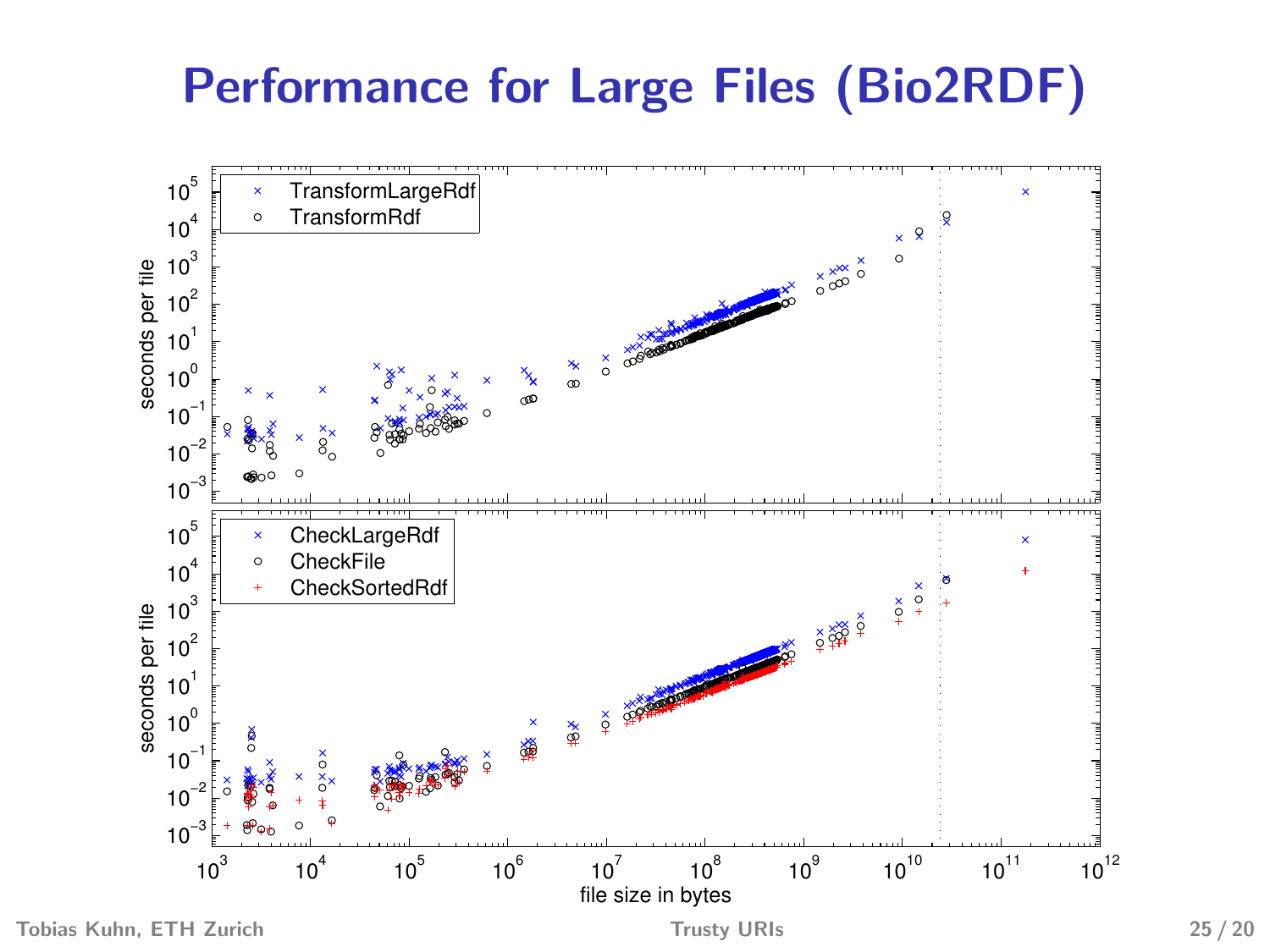# Performance for Large Files (Bio2RDF)

TransformLargeRdf
TransformRdf

seconds per file

$10^{5}$
$10^{4}$
$10^{3}$
$10^{2}$
$10^{1}$
$10^{0}$
$10^{-1}$
$10^{-2}$
$10^{-3}$

CheckLargeRdf
CheckFile
CheckSortedRdf

seconds per file

$10^{5}$
$10^{4}$
$10^{3}$
$10^{2}$
$10^{1}$
$10^{0}$
$10^{-1}$
$10^{-2}$
$10^{-3}$

$10^{3}$ $10^{4}$ $10^{5}$ $10^{6}$ $10^{7}$ $10^{8}$ $10^{9}$ $10^{10}$ $10^{11}$ $10^{12}$

file size in bytes